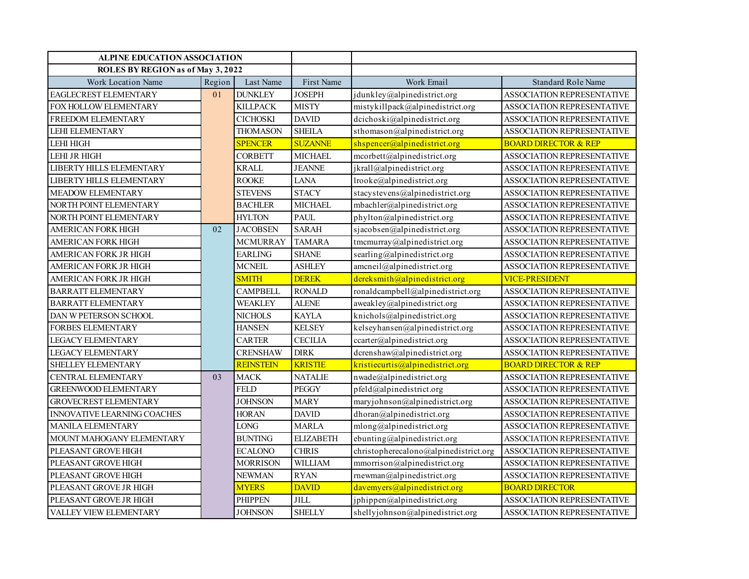| ALPINE EDUCATION ASSOCIATION | | | | | |
|---|---|---|---|---|---|
| ROLES BY REGION as of May 3, 2022 | | | | | |
| Work Location Name | Region | Last Name | First Name | Work Email | Standard Role Name |
| EAGLECREST ELEMENTARY | 01 | DUNKLEY | JOSEPH | jdunkley@alpinedistrict.org | ASSOCIATION REPRESENTATIVE |
| FOX HOLLOW ELEMENTARY | | KILLPACK | MISTY | mistykillpack@alpinedistrict.org | ASSOCIATION REPRESENTATIVE |
| FREEDOM ELEMENTARY | | CICHOSKI | DAVID | dcichoski@alpinedistrict.org | ASSOCIATION REPRESENTATIVE |
| LEHI ELEMENTARY | | THOMASON | SHEILA | sthomason@alpinedistrict.org | ASSOCIATION REPRESENTATIVE |
| LEHI HIGH | | SPENCER | SUZANNE | shspencer@alpinedistrict.org | BOARD DIRECTOR & REP |
| LEHI JR HIGH | | CORBETT | MICHAEL | mcorbett@alpinedistrict.org | ASSOCIATION REPRESENTATIVE |
| LIBERTY HILLS ELEMENTARY | | KRALL | JEANNE | jkrall@alpinedistrict.org | ASSOCIATION REPRESENTATIVE |
| LIBERTY HILLS ELEMENTARY | | ROOKE | LANA | lrooke@alpinedistrict.org | ASSOCIATION REPRESENTATIVE |
| MEADOW ELEMENTARY | | STEVENS | STACY | stacystevens@alpinedistrict.org | ASSOCIATION REPRESENTATIVE |
| NORTH POINT ELEMENTARY | | BACHLER | MICHAEL | mbachler@alpinedistrict.org | ASSOCIATION REPRESENTATIVE |
| NORTH POINT ELEMENTARY | | HYLTON | PAUL | phylton@alpinedistrict.org | ASSOCIATION REPRESENTATIVE |
| AMERICAN FORK HIGH | 02 | JACOBSEN | SARAH | sjacobsen@alpinedistrict.org | ASSOCIATION REPRESENTATIVE |
| AMERICAN FORK HIGH | | MCMURRAY | TAMARA | tmcmurray@alpinedistrict.org | ASSOCIATION REPRESENTATIVE |
| AMERICAN FORK JR HIGH | | EARLING | SHANE | searling@alpinedistrict.org | ASSOCIATION REPRESENTATIVE |
| AMERICAN FORK JR HIGH | | MCNEIL | ASHLEY | amcneil@alpinedistrict.org | ASSOCIATION REPRESENTATIVE |
| AMERICAN FORK JR HIGH | | SMITH | DEREK | dereksmith@alpinedistrict.org | VICE-PRESIDENT |
| BARRATT ELEMENTARY | | CAMPBELL | RONALD | ronaldcampbell@alpinedistrict.org | ASSOCIATION REPRESENTATIVE |
| BARRATT ELEMENTARY | | WEAKLEY | ALENE | aweakley@alpinedistrict.org | ASSOCIATION REPRESENTATIVE |
| DAN W PETERSON SCHOOL | | NICHOLS | KAYLA | knichols@alpinedistrict.org | ASSOCIATION REPRESENTATIVE |
| FORBES ELEMENTARY | | HANSEN | KELSEY | kelseyhansen@alpinedistrict.org | ASSOCIATION REPRESENTATIVE |
| LEGACY ELEMENTARY | | CARTER | CECILIA | ccarter@alpinedistrict.org | ASSOCIATION REPRESENTATIVE |
| LEGACY ELEMENTARY | | CRENSHAW | DIRK | dcrenshaw@alpinedistrict.org | ASSOCIATION REPRESENTATIVE |
| SHELLEY ELEMENTARY | | REINSTEIN | KRISTIE | kristiecurtis@alpinedistrict.org | BOARD DIRECTOR & REP |
| CENTRAL ELEMENTARY | 03 | MACK | NATALIE | nwade@alpinedistrict.org | ASSOCIATION REPRESENTATIVE |
| GREENWOOD ELEMENTARY | | FELD | PEGGY | pfeld@alpinedistrict.org | ASSOCIATION REPRESENTATIVE |
| GROVECREST ELEMENTARY | | JOHNSON | MARY | maryjohnson@alpinedistrict.org | ASSOCIATION REPRESENTATIVE |
| INNOVATIVE LEARNING COACHES | | HORAN | DAVID | dhoran@alpinedistrict.org | ASSOCIATION REPRESENTATIVE |
| MANILA ELEMENTARY | | LONG | MARLA | mlong@alpinedistrict.org | ASSOCIATION REPRESENTATIVE |
| MOUNT MAHOGANY ELEMENTARY | | BUNTING | ELIZABETH | ebunting@alpinedistrict.org | ASSOCIATION REPRESENTATIVE |
| PLEASANT GROVE HIGH | | ECALONO | CHRIS | christopherecalono@alpinedistrict.org | ASSOCIATION REPRESENTATIVE |
| PLEASANT GROVE HIGH | | MORRISON | WILLIAM | mmorrison@alpinedistrict.org | ASSOCIATION REPRESENTATIVE |
| PLEASANT GROVE HIGH | | NEWMAN | RYAN | rnewman@alpinedistrict.org | ASSOCIATION REPRESENTATIVE |
| PLEASANT GROVE JR HIGH | | MYERS | DAVID | davemyers@alpinedistrict.org | BOARD DIRECTOR |
| PLEASANT GROVE JR HIGH | | PHIPPEN | JILL | jphippen@alpinedistrict.org | ASSOCIATION REPRESENTATIVE |
| VALLEY VIEW ELEMENTARY | | JOHNSON | SHELLY | shellyjohnson@alpinedistrict.org | ASSOCIATION REPRESENTATIVE |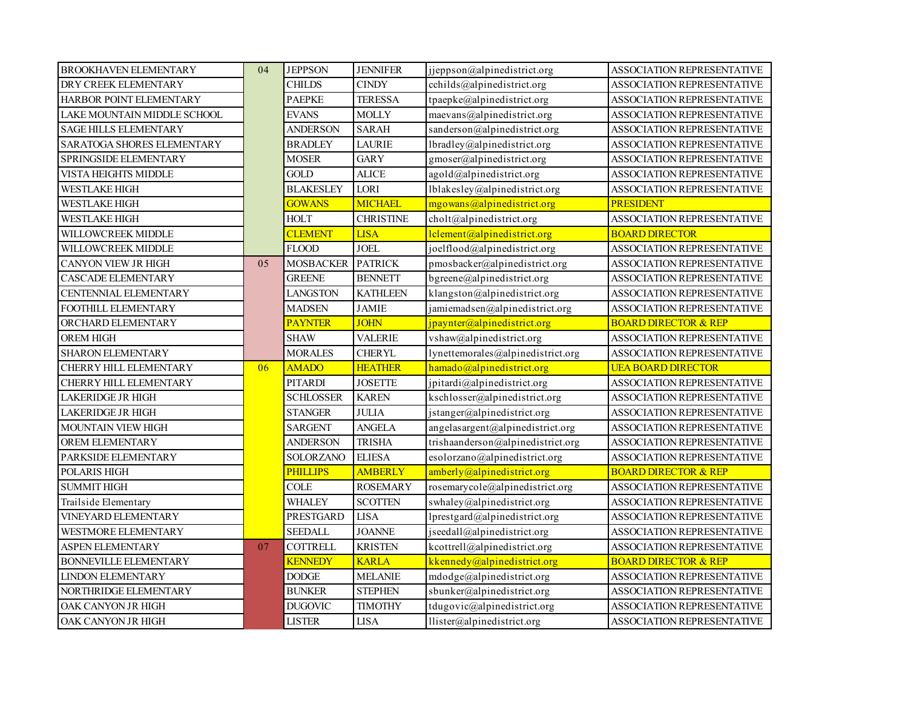| | | | | | |
|---|---|---|---|---|---|
| BROOKHAVEN ELEMENTARY | 04 | JEPPSON | JENNIFER | jjeppson@alpinedistrict.org | ASSOCIATION REPRESENTATIVE |
| DRY CREEK ELEMENTARY | | CHILDS | CINDY | cchilds@alpinedistrict.org | ASSOCIATION REPRESENTATIVE |
| HARBOR POINT ELEMENTARY | | PAEPKE | TERESSA | tpaepke@alpinedistrict.org | ASSOCIATION REPRESENTATIVE |
| LAKE MOUNTAIN MIDDLE SCHOOL | | EVANS | MOLLY | maevans@alpinedistrict.org | ASSOCIATION REPRESENTATIVE |
| SAGE HILLS ELEMENTARY | | ANDERSON | SARAH | sanderson@alpinedistrict.org | ASSOCIATION REPRESENTATIVE |
| SARATOGA SHORES ELEMENTARY | | BRADLEY | LAURIE | lbradley@alpinedistrict.org | ASSOCIATION REPRESENTATIVE |
| SPRINGSIDE ELEMENTARY | | MOSER | GARY | gmoser@alpinedistrict.org | ASSOCIATION REPRESENTATIVE |
| VISTA HEIGHTS MIDDLE | | GOLD | ALICE | agold@alpinedistrict.org | ASSOCIATION REPRESENTATIVE |
| WESTLAKE HIGH | | BLAKESLEY | LORI | lblakesley@alpinedistrict.org | ASSOCIATION REPRESENTATIVE |
| WESTLAKE HIGH | | GOWANS | MICHAEL | mgowans@alpinedistrict.org | PRESIDENT |
| WESTLAKE HIGH | | HOLT | CHRISTINE | cholt@alpinedistrict.org | ASSOCIATION REPRESENTATIVE |
| WILLOWCREEK MIDDLE | | CLEMENT | LISA | lclement@alpinedistrict.org | BOARD DIRECTOR |
| WILLOWCREEK MIDDLE | | FLOOD | JOEL | joelflood@alpinedistrict.org | ASSOCIATION REPRESENTATIVE |
| CANYON VIEW JR HIGH | 05 | MOSBACKER | PATRICK | pmosbacker@alpinedistrict.org | ASSOCIATION REPRESENTATIVE |
| CASCADE ELEMENTARY | | GREENE | BENNETT | bgreene@alpinedistrict.org | ASSOCIATION REPRESENTATIVE |
| CENTENNIAL ELEMENTARY | | LANGSTON | KATHLEEN | klangston@alpinedistrict.org | ASSOCIATION REPRESENTATIVE |
| FOOTHILL ELEMENTARY | | MADSEN | JAMIE | jamiemadsen@alpinedistrict.org | ASSOCIATION REPRESENTATIVE |
| ORCHARD ELEMENTARY | | PAYNTER | JOHN | jpaynter@alpinedistrict.org | BOARD DIRECTOR & REP |
| OREM HIGH | | SHAW | VALERIE | vshaw@alpinedistrict.org | ASSOCIATION REPRESENTATIVE |
| SHARON ELEMENTARY | | MORALES | CHERYL | lynettemorales@alpinedistrict.org | ASSOCIATION REPRESENTATIVE |
| CHERRY HILL ELEMENTARY | 06 | AMADO | HEATHER | hamado@alpinedistrict.org | UEA BOARD DIRECTOR |
| CHERRY HILL ELEMENTARY | | PITARDI | JOSETTE | jpitardi@alpinedistrict.org | ASSOCIATION REPRESENTATIVE |
| LAKERIDGE JR HIGH | | SCHLOSSER | KAREN | kschlosser@alpinedistrict.org | ASSOCIATION REPRESENTATIVE |
| LAKERIDGE JR HIGH | | STANGER | JULIA | jstanger@alpinedistrict.org | ASSOCIATION REPRESENTATIVE |
| MOUNTAIN VIEW HIGH | | SARGENT | ANGELA | angelasargent@alpinedistrict.org | ASSOCIATION REPRESENTATIVE |
| OREM ELEMENTARY | | ANDERSON | TRISHA | trishaanderson@alpinedistrict.org | ASSOCIATION REPRESENTATIVE |
| PARKSIDE ELEMENTARY | | SOLORZANO | ELIESA | esolorzano@alpinedistrict.org | ASSOCIATION REPRESENTATIVE |
| POLARIS HIGH | | PHILLIPS | AMBERLY | amberly@alpinedistrict.org | BOARD DIRECTOR & REP |
| SUMMIT HIGH | | COLE | ROSEMARY | rosemarycole@alpinedistrict.org | ASSOCIATION REPRESENTATIVE |
| Trailside Elementary | | WHALEY | SCOTTEN | swhaley@alpinedistrict.org | ASSOCIATION REPRESENTATIVE |
| VINEYARD ELEMENTARY | | PRESTGARD | LISA | lprestgard@alpinedistrict.org | ASSOCIATION REPRESENTATIVE |
| WESTMORE ELEMENTARY | | SEEDALL | JOANNE | jseedall@alpinedistrict.org | ASSOCIATION REPRESENTATIVE |
| ASPEN ELEMENTARY | 07 | COTTRELL | KRISTEN | kcottrell@alpinedistrict.org | ASSOCIATION REPRESENTATIVE |
| BONNEVILLE ELEMENTARY | | KENNEDY | KARLA | kkennedy@alpinedistrict.org | BOARD DIRECTOR & REP |
| LINDON ELEMENTARY | | DODGE | MELANIE | mdodge@alpinedistrict.org | ASSOCIATION REPRESENTATIVE |
| NORTHRIDGE ELEMENTARY | | BUNKER | STEPHEN | sbunker@alpinedistrict.org | ASSOCIATION REPRESENTATIVE |
| OAK CANYON JR HIGH | | DUGOVIC | TIMOTHY | tdugovic@alpinedistrict.org | ASSOCIATION REPRESENTATIVE |
| OAK CANYON JR HIGH | | LISTER | LISA | llister@alpinedistrict.org | ASSOCIATION REPRESENTATIVE |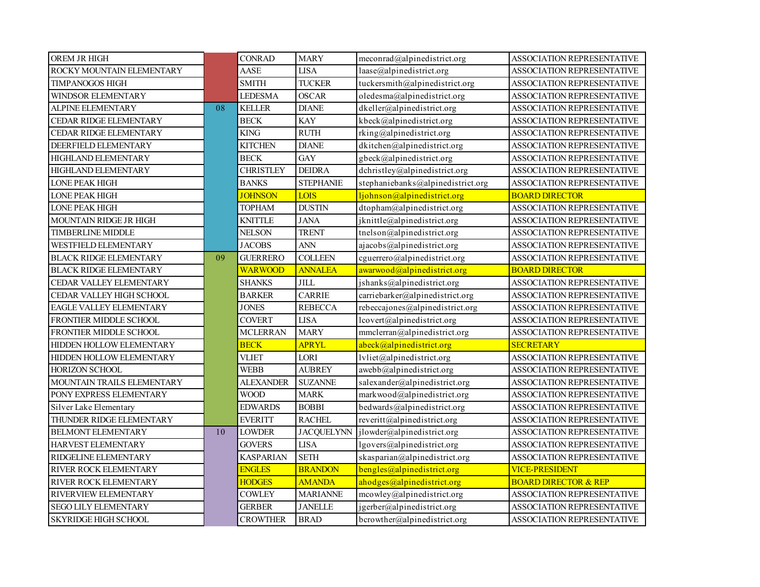| | | | | | |
|---|---|---|---|---|---|
| OREM JR HIGH | | CONRAD | MARY | meconrad@alpinedistrict.org | ASSOCIATION REPRESENTATIVE |
| ROCKY MOUNTAIN ELEMENTARY | | AASE | LISA | laase@alpinedistrict.org | ASSOCIATION REPRESENTATIVE |
| TIMPANOGOS HIGH | | SMITH | TUCKER | tuckersmith@alpinedistrict.org | ASSOCIATION REPRESENTATIVE |
| WINDSOR ELEMENTARY | | LEDESMA | OSCAR | oledesma@alpinedistrict.org | ASSOCIATION REPRESENTATIVE |
| ALPINE ELEMENTARY | 08 | KELLER | DIANE | dkeller@alpinedistrict.org | ASSOCIATION REPRESENTATIVE |
| CEDAR RIDGE ELEMENTARY | | BECK | KAY | kbeck@alpinedistrict.org | ASSOCIATION REPRESENTATIVE |
| CEDAR RIDGE ELEMENTARY | | KING | RUTH | rking@alpinedistrict.org | ASSOCIATION REPRESENTATIVE |
| DEERFIELD ELEMENTARY | | KITCHEN | DIANE | dkitchen@alpinedistrict.org | ASSOCIATION REPRESENTATIVE |
| HIGHLAND ELEMENTARY | | BECK | GAY | gbeck@alpinedistrict.org | ASSOCIATION REPRESENTATIVE |
| HIGHLAND ELEMENTARY | | CHRISTLEY | DEIDRA | dchristley@alpinedistrict.org | ASSOCIATION REPRESENTATIVE |
| LONE PEAK HIGH | | BANKS | STEPHANIE | stephaniebanks@alpinedistrict.org | ASSOCIATION REPRESENTATIVE |
| LONE PEAK HIGH | | JOHNSON | LOIS | ljohnson@alpinedistrict.org | BOARD DIRECTOR |
| LONE PEAK HIGH | | TOPHAM | DUSTIN | dtopham@alpinedistrict.org | ASSOCIATION REPRESENTATIVE |
| MOUNTAIN RIDGE JR HIGH | | KNITTLE | JANA | jknittle@alpinedistrict.org | ASSOCIATION REPRESENTATIVE |
| TIMBERLINE MIDDLE | | NELSON | TRENT | tnelson@alpinedistrict.org | ASSOCIATION REPRESENTATIVE |
| WESTFIELD ELEMENTARY | | JACOBS | ANN | ajacobs@alpinedistrict.org | ASSOCIATION REPRESENTATIVE |
| BLACK RIDGE ELEMENTARY | 09 | GUERRERO | COLLEEN | cguerrero@alpinedistrict.org | ASSOCIATION REPRESENTATIVE |
| BLACK RIDGE ELEMENTARY | | WARWOOD | ANNALEA | awarwood@alpinedistrict.org | BOARD DIRECTOR |
| CEDAR VALLEY ELEMENTARY | | SHANKS | JILL | jshanks@alpinedistrict.org | ASSOCIATION REPRESENTATIVE |
| CEDAR VALLEY HIGH SCHOOL | | BARKER | CARRIE | carriebarker@alpinedistrict.org | ASSOCIATION REPRESENTATIVE |
| EAGLE VALLEY ELEMENTARY | | JONES | REBECCA | rebeccajones@alpinedistrict.org | ASSOCIATION REPRESENTATIVE |
| FRONTIER MIDDLE SCHOOL | | COVERT | LISA | lcovert@alpinedistrict.org | ASSOCIATION REPRESENTATIVE |
| FRONTIER MIDDLE SCHOOL | | MCLERRAN | MARY | mmclerran@alpinedistrict.org | ASSOCIATION REPRESENTATIVE |
| HIDDEN HOLLOW ELEMENTARY | | BECK | APRYL | abeck@alpinedistrict.org | SECRETARY |
| HIDDEN HOLLOW ELEMENTARY | | VLIET | LORI | lvliet@alpinedistrict.org | ASSOCIATION REPRESENTATIVE |
| HORIZON SCHOOL | | WEBB | AUBREY | awebb@alpinedistrict.org | ASSOCIATION REPRESENTATIVE |
| MOUNTAIN TRAILS ELEMENTARY | | ALEXANDER | SUZANNE | salexander@alpinedistrict.org | ASSOCIATION REPRESENTATIVE |
| PONY EXPRESS ELEMENTARY | | WOOD | MARK | markwood@alpinedistrict.org | ASSOCIATION REPRESENTATIVE |
| Silver Lake Elementary | | EDWARDS | BOBBI | bedwards@alpinedistrict.org | ASSOCIATION REPRESENTATIVE |
| THUNDER RIDGE ELEMENTARY | | EVERITT | RACHEL | reveritt@alpinedistrict.org | ASSOCIATION REPRESENTATIVE |
| BELMONT ELEMENTARY | 10 | LOWDER | JACQUELYNN | jlowder@alpinedistrict.org | ASSOCIATION REPRESENTATIVE |
| HARVEST ELEMENTARY | | GOVERS | LISA | lgovers@alpinedistrict.org | ASSOCIATION REPRESENTATIVE |
| RIDGELINE ELEMENTARY | | KASPARIAN | SETH | skasparian@alpinedistrict.org | ASSOCIATION REPRESENTATIVE |
| RIVER ROCK ELEMENTARY | | ENGLES | BRANDON | bengles@alpinedistrict.org | VICE-PRESIDENT |
| RIVER ROCK ELEMENTARY | | HODGES | AMANDA | ahodges@alpinedistrict.org | BOARD DIRECTOR & REP |
| RIVERVIEW ELEMENTARY | | COWLEY | MARIANNE | mcowley@alpinedistrict.org | ASSOCIATION REPRESENTATIVE |
| SEGO LILY ELEMENTARY | | GERBER | JANELLE | jgerber@alpinedistrict.org | ASSOCIATION REPRESENTATIVE |
| SKYRIDGE HIGH SCHOOL | | CROWTHER | BRAD | bcrowther@alpinedistrict.org | ASSOCIATION REPRESENTATIVE |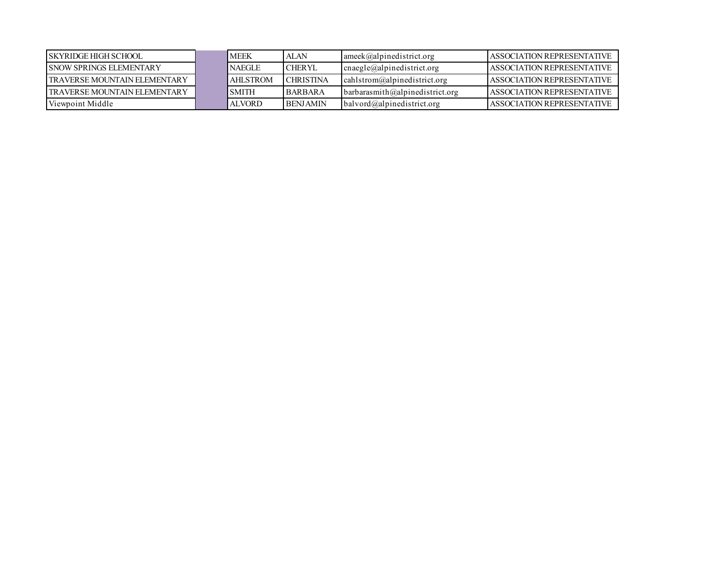| | | | | | |
|---|---|---|---|---|---|
| SKYRIDGE HIGH SCHOOL | | MEEK | ALAN | ameek@alpinedistrict.org | ASSOCIATION REPRESENTATIVE |
| SNOW SPRINGS ELEMENTARY | | NAEGLE | CHERYL | cnaegle@alpinedistrict.org | ASSOCIATION REPRESENTATIVE |
| TRAVERSE MOUNTAIN ELEMENTARY | | AHLSTROM | CHRISTINA | cahlstrom@alpinedistrict.org | ASSOCIATION REPRESENTATIVE |
| TRAVERSE MOUNTAIN ELEMENTARY | | SMITH | BARBARA | barbarasmith@alpinedistrict.org | ASSOCIATION REPRESENTATIVE |
| Viewpoint Middle | | ALVORD | BENJAMIN | balvord@alpinedistrict.org | ASSOCIATION REPRESENTATIVE |